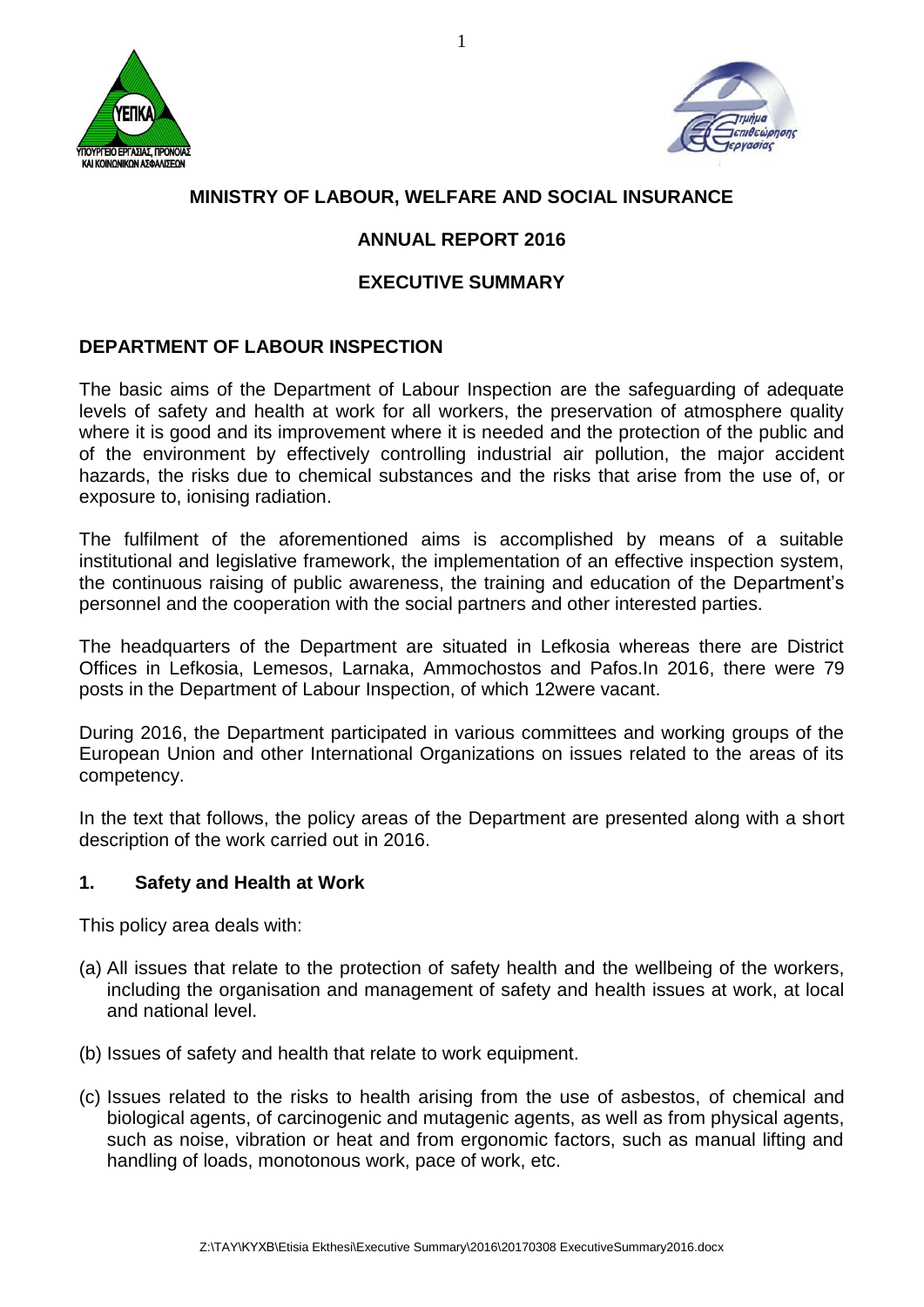# MINISTRY OF LABOUR, WELFARE AND SOCIAL INSURANCE

## ANNUAL REPORT 2016

## EXECUTIVE SUMMARY

### DEPARTMENT OF LABOUR INSPECTION

The basic aims of the Department of Labour Inspection are the safeguarding of adequate levels of safety and health at work for all workers, the preservation of atmosphere quality where it is good and its improvement where it is needed and the protection of the public and of the environment by effectively controlling industrial air pollution, the major accident hazards, the risks due to chemical substances and the risks that arise from the use of, or exposure to, ionising radiation.

The fulfilment of the aforementioned aims is accomplished by means of a suitable institutional and legislative framework, the implementation of an effective inspection system, the continuous raising of public awareness, the training and education of the Department's personnel and the cooperation with the social partners and other interested parties.

The headquarters of the Department are situated in Lefkosia whereas there are District Offices in Lefkosia, Lemesos, Larnaka, Ammochostos and Pafos.In 2016, there were 79 posts in the Department of Labour Inspection, of which 12were vacant.

During 2016, the Department participated in various committees and working groups of the European Union and other International Organizations on issues related to the areas of its competency.

In the text that follows, the policy areas of the Department are presented along with a short description of the work carried out in 2016.

### 1. Safety and Health at Work

This policy area deals with:

(a) All issues that relate to the protection of safety health and the wellbeing of the workers, including the organisation and management of safety and health issues at work, at local and national level.

(b) Issues of safety and health that relate to work equipment.

(c) Issues related to the risks to health arising from the use of asbestos, of chemical and biological agents, of carcinogenic and mutagenic agents, as well as from physical agents, such as noise, vibration or heat and from ergonomic factors, such as manual lifting and handling of loads, monotonous work, pace of work, etc.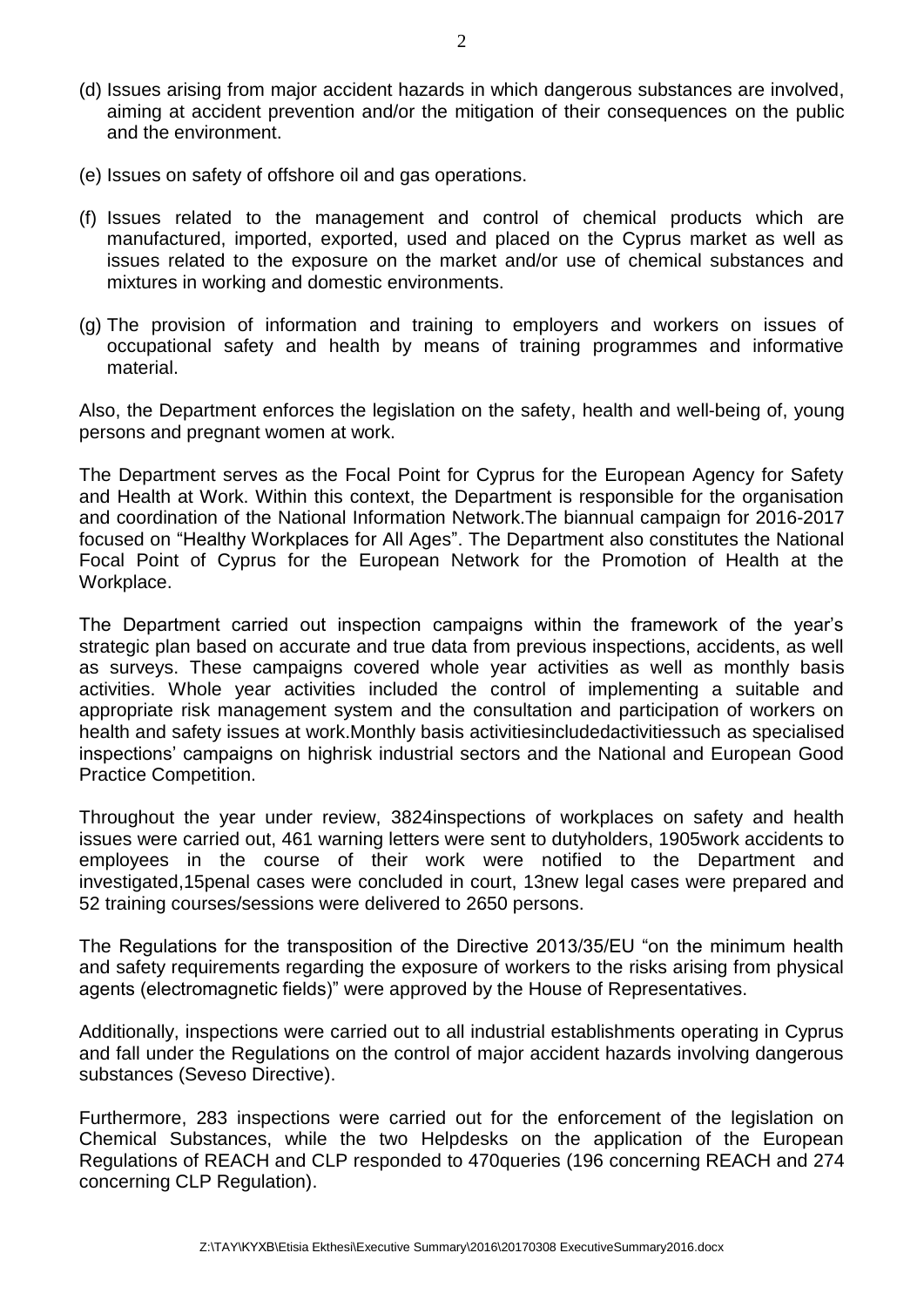(d) Issues arising from major accident hazards in which dangerous substances are involved, aiming at accident prevention and/or the mitigation of their consequences on the public and the environment.

(e) Issues on safety of offshore oil and gas operations.

(f) Issues related to the management and control of chemical products which are manufactured, imported, exported, used and placed on the Cyprus market as well as issues related to the exposure on the market and/or use of chemical substances and mixtures in working and domestic environments.

(g) The provision of information and training to employers and workers on issues of occupational safety and health by means of training programmes and informative material.

Also, the Department enforces the legislation on the safety, health and well-being of, young persons and pregnant women at work.

The Department serves as the Focal Point for Cyprus for the European Agency for Safety and Health at Work. Within this context, the Department is responsible for the organisation and coordination of the National Information Network.The biannual campaign for 2016-2017 focused on "Healthy Workplaces for All Ages". The Department also constitutes the National Focal Point of Cyprus for the European Network for the Promotion of Health at the Workplace.

The Department carried out inspection campaigns within the framework of the year's strategic plan based on accurate and true data from previous inspections, accidents, as well as surveys. These campaigns covered whole year activities as well as monthly basis activities. Whole year activities included the control of implementing a suitable and appropriate risk management system and the consultation and participation of workers on health and safety issues at work.Monthly basis activitiesincludedactivitiessuch as specialised inspections' campaigns on highrisk industrial sectors and the National and European Good Practice Competition.

Throughout the year under review, 3824inspections of workplaces on safety and health issues were carried out, 461 warning letters were sent to dutyholders, 1905work accidents to employees in the course of their work were notified to the Department and investigated,15penal cases were concluded in court, 13new legal cases were prepared and 52 training courses/sessions were delivered to 2650 persons.

The Regulations for the transposition of the Directive 2013/35/EU "on the minimum health and safety requirements regarding the exposure of workers to the risks arising from physical agents (electromagnetic fields)" were approved by the House of Representatives.

Additionally, inspections were carried out to all industrial establishments operating in Cyprus and fall under the Regulations on the control of major accident hazards involving dangerous substances (Seveso Directive).

Furthermore, 283 inspections were carried out for the enforcement of the legislation on Chemical Substances, while the two Helpdesks on the application of the European Regulations of REACH and CLP responded to 470queries (196 concerning REACH and 274 concerning CLP Regulation).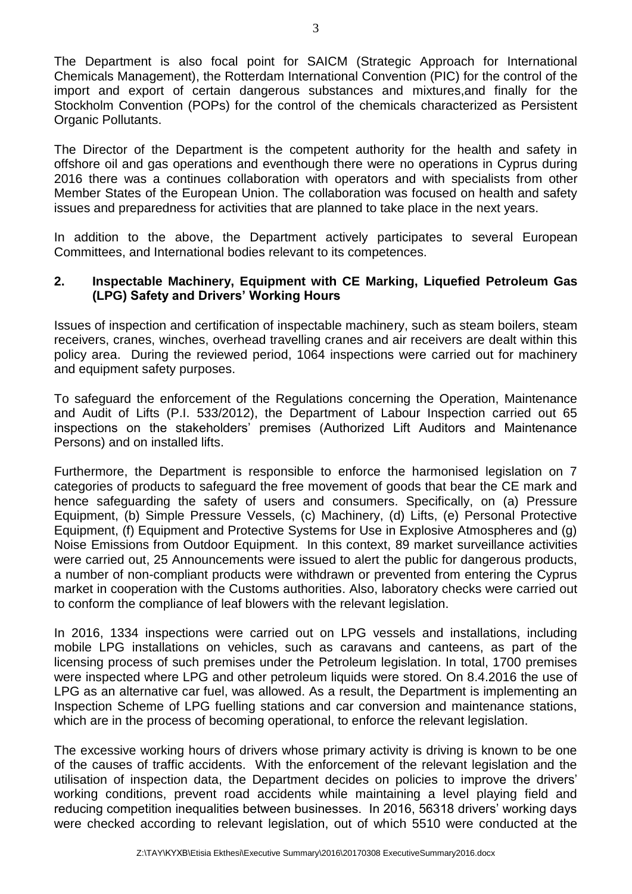The Department is also focal point for SAICM (Strategic Approach for International Chemicals Management), the Rotterdam International Convention (PIC) for the control of the import and export of certain dangerous substances and mixtures,and finally for the Stockholm Convention (POPs) for the control of the chemicals characterized as Persistent Organic Pollutants.

The Director of the Department is the competent authority for the health and safety in offshore oil and gas operations and eventhough there were no operations in Cyprus during 2016 there was a continues collaboration with operators and with specialists from other Member States of the European Union. The collaboration was focused on health and safety issues and preparedness for activities that are planned to take place in the next years.

In addition to the above, the Department actively participates to several European Committees, and International bodies relevant to its competences.

## 2. Inspectable Machinery, Equipment with CE Marking, Liquefied Petroleum Gas (LPG) Safety and Drivers' Working Hours

Issues of inspection and certification of inspectable machinery, such as steam boilers, steam receivers, cranes, winches, overhead travelling cranes and air receivers are dealt within this policy area. During the reviewed period, 1064 inspections were carried out for machinery and equipment safety purposes.

To safeguard the enforcement of the Regulations concerning the Operation, Maintenance and Audit of Lifts (P.I. 533/2012), the Department of Labour Inspection carried out 65 inspections on the stakeholders' premises (Authorized Lift Auditors and Maintenance Persons) and on installed lifts.

Furthermore, the Department is responsible to enforce the harmonised legislation on 7 categories of products to safeguard the free movement of goods that bear the CE mark and hence safeguarding the safety of users and consumers. Specifically, on (a) Pressure Equipment, (b) Simple Pressure Vessels, (c) Machinery, (d) Lifts, (e) Personal Protective Equipment, (f) Equipment and Protective Systems for Use in Explosive Atmospheres and (g) Noise Emissions from Outdoor Equipment. In this context, 89 market surveillance activities were carried out, 25 Announcements were issued to alert the public for dangerous products, a number of non-compliant products were withdrawn or prevented from entering the Cyprus market in cooperation with the Customs authorities. Also, laboratory checks were carried out to conform the compliance of leaf blowers with the relevant legislation.

In 2016, 1334 inspections were carried out on LPG vessels and installations, including mobile LPG installations on vehicles, such as caravans and canteens, as part of the licensing process of such premises under the Petroleum legislation. In total, 1700 premises were inspected where LPG and other petroleum liquids were stored. On 8.4.2016 the use of LPG as an alternative car fuel, was allowed. As a result, the Department is implementing an Inspection Scheme of LPG fuelling stations and car conversion and maintenance stations, which are in the process of becoming operational, to enforce the relevant legislation.

The excessive working hours of drivers whose primary activity is driving is known to be one of the causes of traffic accidents. With the enforcement of the relevant legislation and the utilisation of inspection data, the Department decides on policies to improve the drivers' working conditions, prevent road accidents while maintaining a level playing field and reducing competition inequalities between businesses. In 2016, 56318 drivers' working days were checked according to relevant legislation, out of which 5510 were conducted at the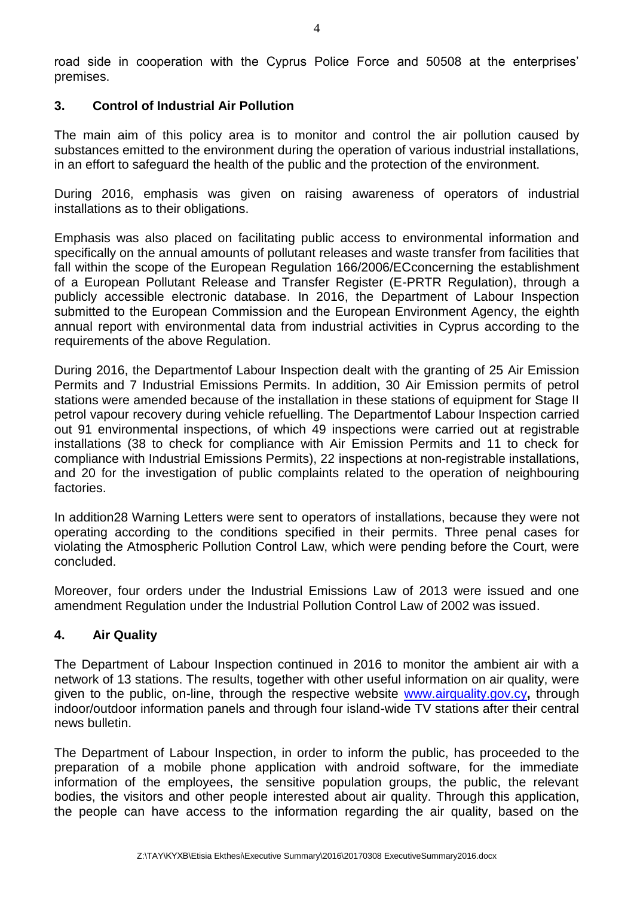road side in cooperation with the Cyprus Police Force and 50508 at the enterprises' premises.

## 3. Control of Industrial Air Pollution

The main aim of this policy area is to monitor and control the air pollution caused by substances emitted to the environment during the operation of various industrial installations, in an effort to safeguard the health of the public and the protection of the environment.

During 2016, emphasis was given on raising awareness of operators of industrial installations as to their obligations.

Emphasis was also placed on facilitating public access to environmental information and specifically on the annual amounts of pollutant releases and waste transfer from facilities that fall within the scope of the European Regulation 166/2006/ECconcerning the establishment of a European Pollutant Release and Transfer Register (E-PRTR Regulation), through a publicly accessible electronic database. In 2016, the Department of Labour Inspection submitted to the European Commission and the European Environment Agency, the eighth annual report with environmental data from industrial activities in Cyprus according to the requirements of the above Regulation.

During 2016, the Departmentof Labour Inspection dealt with the granting of 25 Air Emission Permits and 7 Industrial Emissions Permits. In addition, 30 Air Emission permits of petrol stations were amended because of the installation in these stations of equipment for Stage II petrol vapour recovery during vehicle refuelling. The Departmentof Labour Inspection carried out 91 environmental inspections, of which 49 inspections were carried out at registrable installations (38 to check for compliance with Air Emission Permits and 11 to check for compliance with Industrial Emissions Permits), 22 inspections at non-registrable installations, and 20 for the investigation of public complaints related to the operation of neighbouring factories.

In addition28 Warning Letters were sent to operators of installations, because they were not operating according to the conditions specified in their permits. Three penal cases for violating the Atmospheric Pollution Control Law, which were pending before the Court, were concluded.

Moreover, four orders under the Industrial Emissions Law of 2013 were issued and one amendment Regulation under the Industrial Pollution Control Law of 2002 was issued.

## 4. Air Quality

The Department of Labour Inspection continued in 2016 to monitor the ambient air with a network of 13 stations. The results, together with other useful information on air quality, were given to the public, on-line, through the respective website www.airquality.gov.cy**,** through indoor/outdoor information panels and through four island-wide TV stations after their central news bulletin.

The Department of Labour Inspection, in order to inform the public, has proceeded to the preparation of a mobile phone application with android software, for the immediate information of the employees, the sensitive population groups, the public, the relevant bodies, the visitors and other people interested about air quality. Through this application, the people can have access to the information regarding the air quality, based on the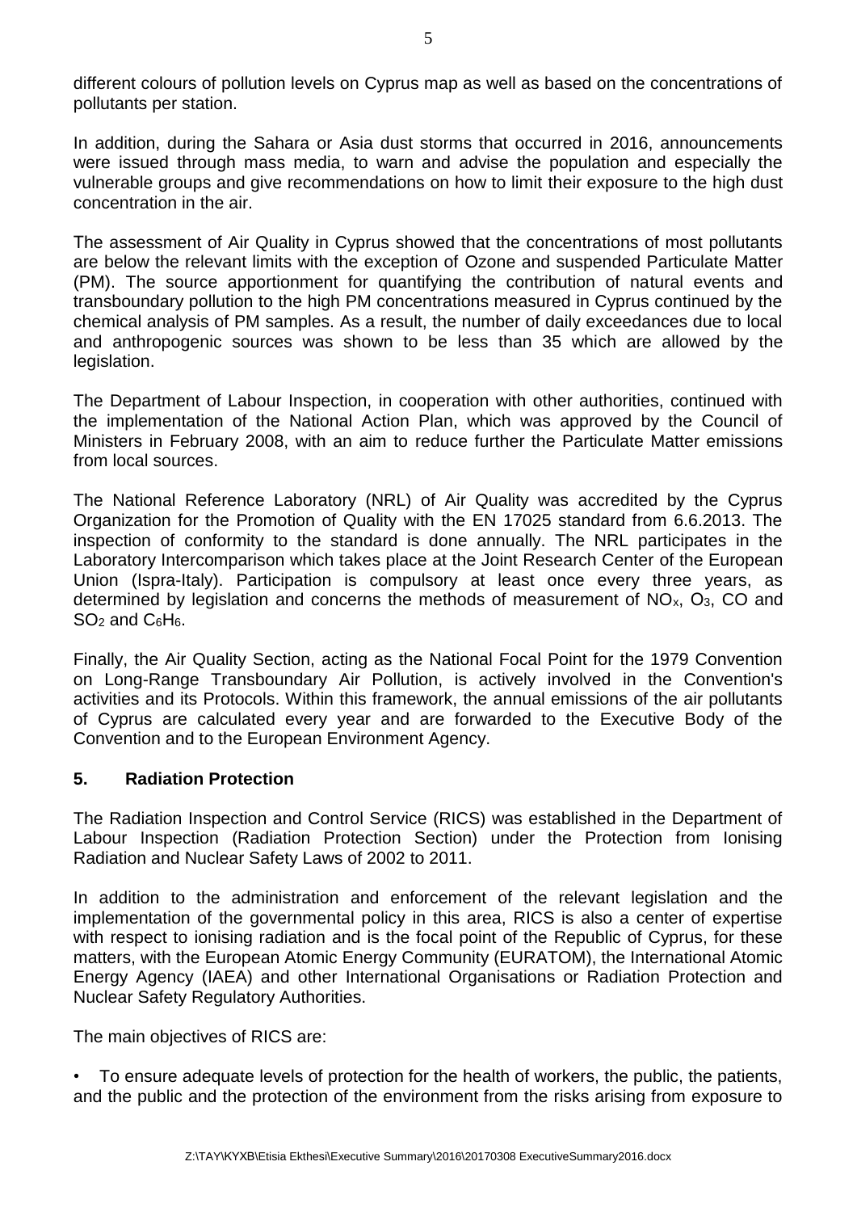different colours of pollution levels on Cyprus map as well as based on the concentrations of pollutants per station.

In addition, during the Sahara or Asia dust storms that occurred in 2016, announcements were issued through mass media, to warn and advise the population and especially the vulnerable groups and give recommendations on how to limit their exposure to the high dust concentration in the air.

The assessment of Air Quality in Cyprus showed that the concentrations of most pollutants are below the relevant limits with the exception of Ozone and suspended Particulate Matter (PM). The source apportionment for quantifying the contribution of natural events and transboundary pollution to the high PM concentrations measured in Cyprus continued by the chemical analysis of PM samples. As a result, the number of daily exceedances due to local and anthropogenic sources was shown to be less than 35 which are allowed by the legislation.

The Department of Labour Inspection, in cooperation with other authorities, continued with the implementation of the National Action Plan, which was approved by the Council of Ministers in February 2008, with an aim to reduce further the Particulate Matter emissions from local sources.

The National Reference Laboratory (NRL) of Air Quality was accredited by the Cyprus Organization for the Promotion of Quality with the EN 17025 standard from 6.6.2013. The inspection of conformity to the standard is done annually. The NRL participates in the Laboratory Intercomparison which takes place at the Joint Research Center of the European Union (Ispra-Italy). Participation is compulsory at least once every three years, as determined by legislation and concerns the methods of measurement of $NO_x$, $O_3$, CO and $SO_2$ and $C_6H_6$.

Finally, the Air Quality Section, acting as the National Focal Point for the 1979 Convention on Long-Range Transboundary Air Pollution, is actively involved in the Convention's activities and its Protocols. Within this framework, the annual emissions of the air pollutants of Cyprus are calculated every year and are forwarded to the Executive Body of the Convention and to the European Environment Agency.

## 5. Radiation Protection

The Radiation Inspection and Control Service (RICS) was established in the Department of Labour Inspection (Radiation Protection Section) under the Protection from Ionising Radiation and Nuclear Safety Laws of 2002 to 2011.

In addition to the administration and enforcement of the relevant legislation and the implementation of the governmental policy in this area, RICS is also a center of expertise with respect to ionising radiation and is the focal point of the Republic of Cyprus, for these matters, with the European Atomic Energy Community (EURATOM), the International Atomic Energy Agency (IAEA) and other International Organisations or Radiation Protection and Nuclear Safety Regulatory Authorities.

The main objectives of RICS are:

- To ensure adequate levels of protection for the health of workers, the public, the patients, and the public and the protection of the environment from the risks arising from exposure to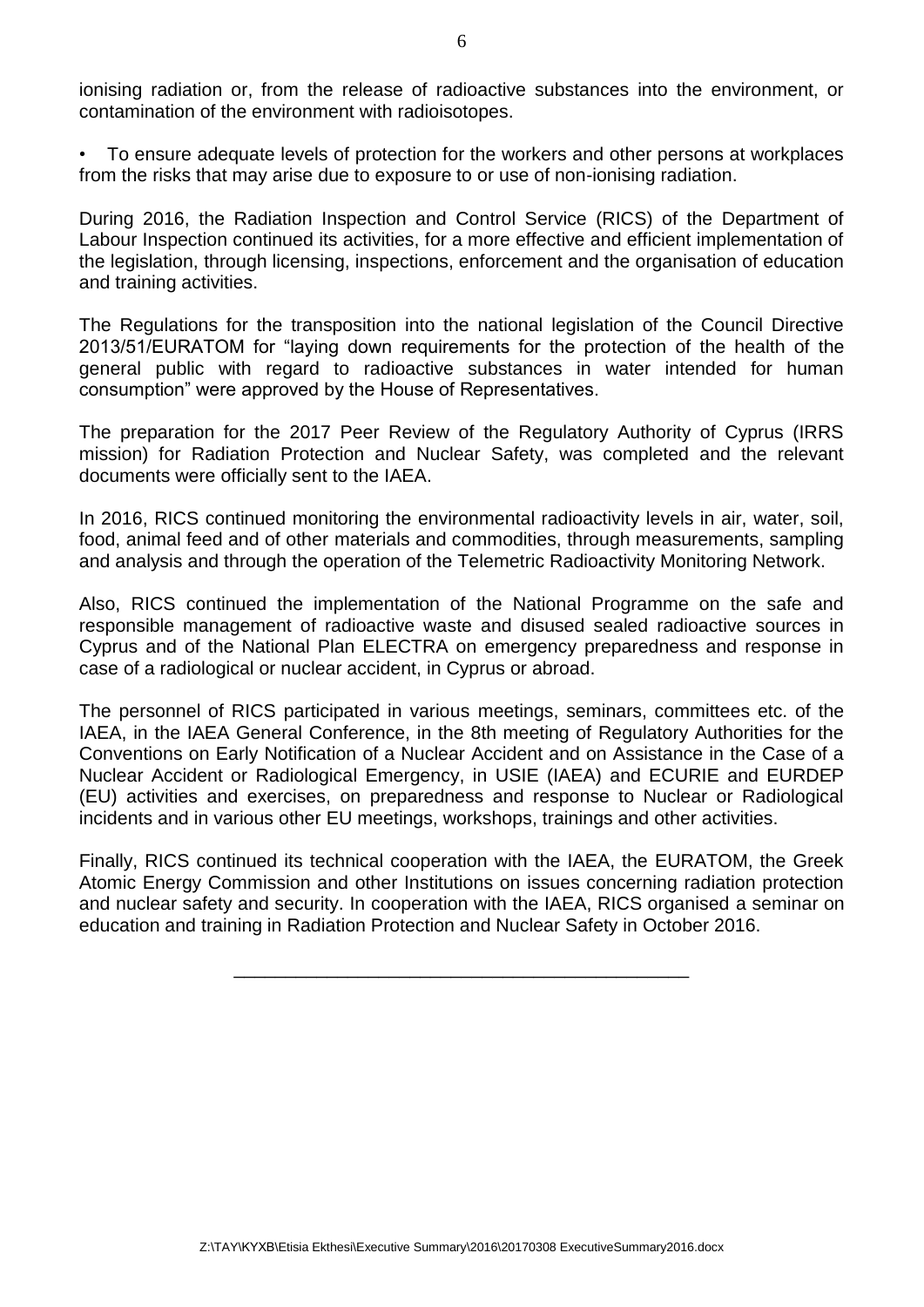ionising radiation or, from the release of radioactive substances into the environment, or contamination of the environment with radioisotopes.

- To ensure adequate levels of protection for the workers and other persons at workplaces from the risks that may arise due to exposure to or use of non-ionising radiation.

During 2016, the Radiation Inspection and Control Service (RICS) of the Department of Labour Inspection continued its activities, for a more effective and efficient implementation of the legislation, through licensing, inspections, enforcement and the organisation of education and training activities.

The Regulations for the transposition into the national legislation of the Council Directive 2013/51/EURATOM for "laying down requirements for the protection of the health of the general public with regard to radioactive substances in water intended for human consumption" were approved by the House of Representatives.

The preparation for the 2017 Peer Review of the Regulatory Authority of Cyprus (IRRS mission) for Radiation Protection and Nuclear Safety, was completed and the relevant documents were officially sent to the IAEA.

In 2016, RICS continued monitoring the environmental radioactivity levels in air, water, soil, food, animal feed and of other materials and commodities, through measurements, sampling and analysis and through the operation of the Telemetric Radioactivity Monitoring Network.

Also, RICS continued the implementation of the National Programme on the safe and responsible management of radioactive waste and disused sealed radioactive sources in Cyprus and of the National Plan ELECTRA on emergency preparedness and response in case of a radiological or nuclear accident, in Cyprus or abroad.

The personnel of RICS participated in various meetings, seminars, committees etc. of the IAEA, in the IAEA General Conference, in the 8th meeting of Regulatory Authorities for the Conventions on Early Notification of a Nuclear Accident and on Assistance in the Case of a Nuclear Accident or Radiological Emergency, in USIE (IAEA) and ECURIE and EURDEP (EU) activities and exercises, on preparedness and response to Nuclear or Radiological incidents and in various other EU meetings, workshops, trainings and other activities.

Finally, RICS continued its technical cooperation with the IAEA, the EURATOM, the Greek Atomic Energy Commission and other Institutions on issues concerning radiation protection and nuclear safety and security. In cooperation with the IAEA, RICS organised a seminar on education and training in Radiation Protection and Nuclear Safety in October 2016.

---